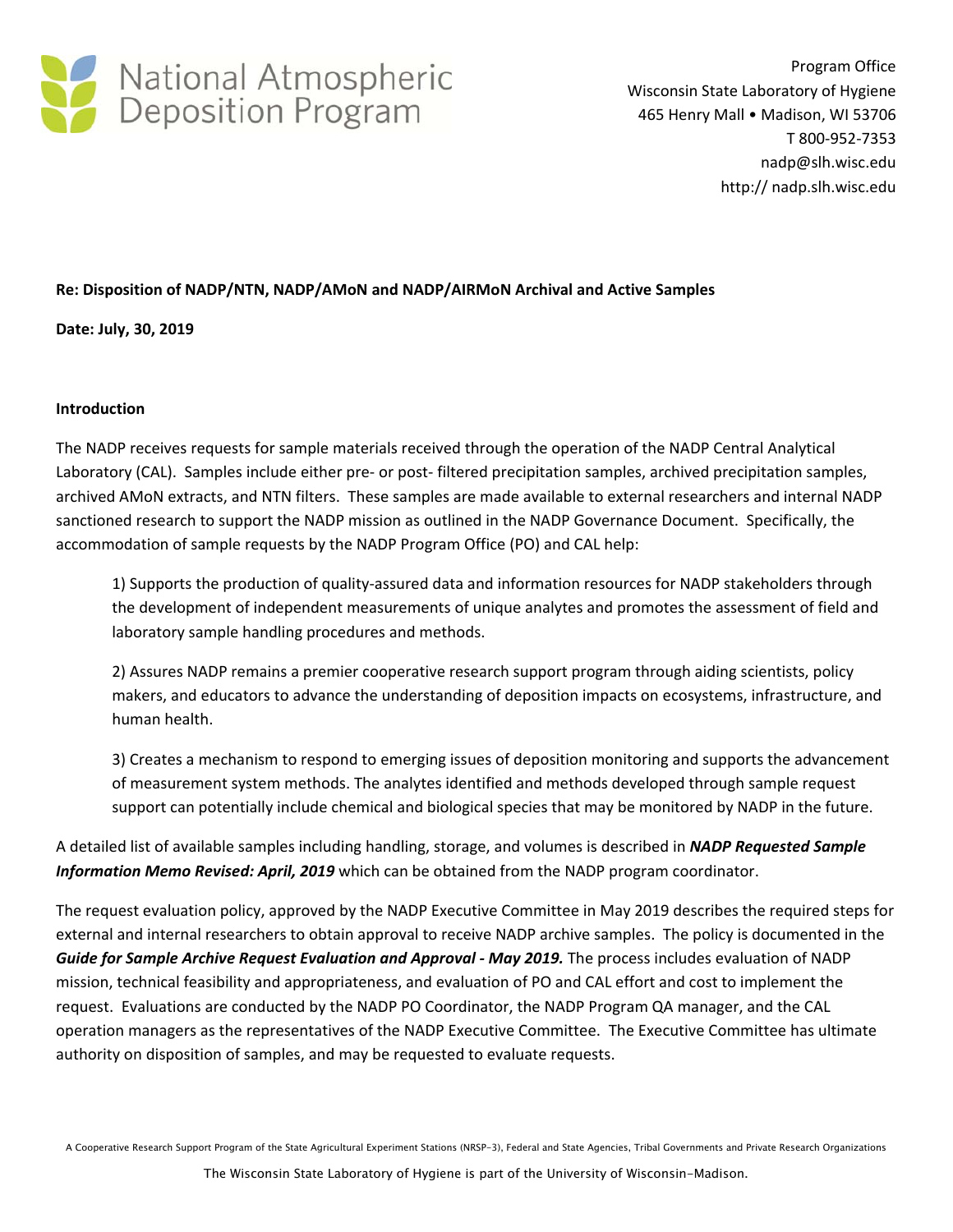National Atmospheric Deposition Program

Program Office
Wisconsin State Laboratory of Hygiene
465 Henry Mall • Madison, WI 53706
T 800-952-7353
nadp@slh.wisc.edu
http:// nadp.slh.wisc.edu

**Re: Disposition of NADP/NTN, NADP/AMoN and NADP/AIRMoN Archival and Active Samples**

**Date: July, 30, 2019**

## Introduction

The NADP receives requests for sample materials received through the operation of the NADP Central Analytical Laboratory (CAL). Samples include either pre- or post- filtered precipitation samples, archived precipitation samples, archived AMoN extracts, and NTN filters. These samples are made available to external researchers and internal NADP sanctioned research to support the NADP mission as outlined in the NADP Governance Document. Specifically, the accommodation of sample requests by the NADP Program Office (PO) and CAL help:

1) Supports the production of quality-assured data and information resources for NADP stakeholders through the development of independent measurements of unique analytes and promotes the assessment of field and laboratory sample handling procedures and methods.

2) Assures NADP remains a premier cooperative research support program through aiding scientists, policy makers, and educators to advance the understanding of deposition impacts on ecosystems, infrastructure, and human health.

3) Creates a mechanism to respond to emerging issues of deposition monitoring and supports the advancement of measurement system methods. The analytes identified and methods developed through sample request support can potentially include chemical and biological species that may be monitored by NADP in the future.

A detailed list of available samples including handling, storage, and volumes is described in ***NADP Requested Sample Information Memo Revised: April, 2019*** which can be obtained from the NADP program coordinator.

The request evaluation policy, approved by the NADP Executive Committee in May 2019 describes the required steps for external and internal researchers to obtain approval to receive NADP archive samples. The policy is documented in the ***Guide for Sample Archive Request Evaluation and Approval - May 2019.*** The process includes evaluation of NADP mission, technical feasibility and appropriateness, and evaluation of PO and CAL effort and cost to implement the request. Evaluations are conducted by the NADP PO Coordinator, the NADP Program QA manager, and the CAL operation managers as the representatives of the NADP Executive Committee. The Executive Committee has ultimate authority on disposition of samples, and may be requested to evaluate requests.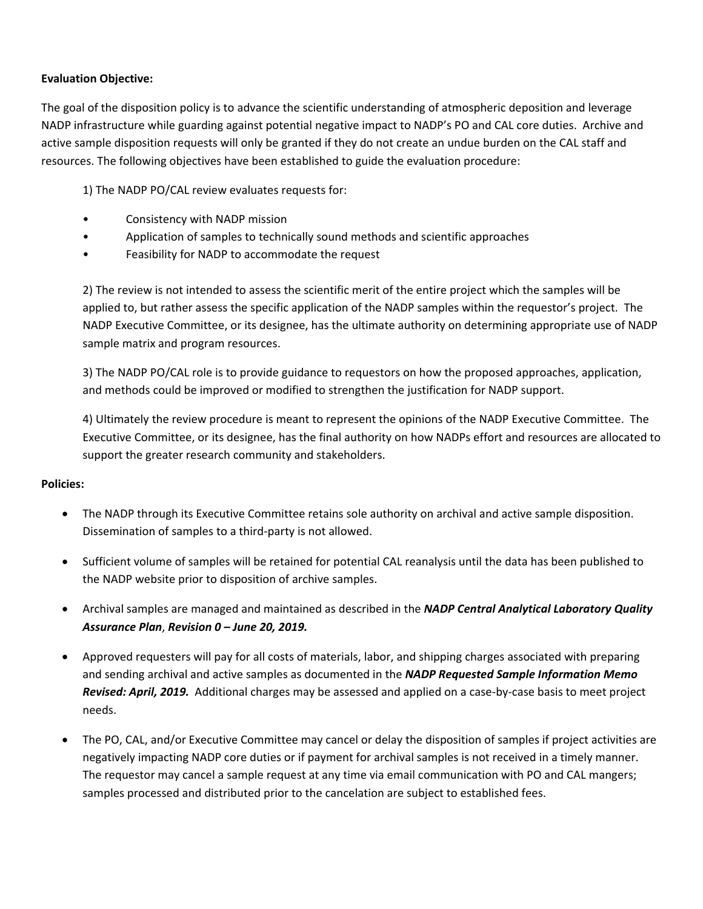**Evaluation Objective:**

The goal of the disposition policy is to advance the scientific understanding of atmospheric deposition and leverage NADP infrastructure while guarding against potential negative impact to NADP's PO and CAL core duties. Archive and active sample disposition requests will only be granted if they do not create an undue burden on the CAL staff and resources. The following objectives have been established to guide the evaluation procedure:

1) The NADP PO/CAL review evaluates requests for:

- Consistency with NADP mission
- Application of samples to technically sound methods and scientific approaches
- Feasibility for NADP to accommodate the request

2) The review is not intended to assess the scientific merit of the entire project which the samples will be applied to, but rather assess the specific application of the NADP samples within the requestor's project. The NADP Executive Committee, or its designee, has the ultimate authority on determining appropriate use of NADP sample matrix and program resources.

3) The NADP PO/CAL role is to provide guidance to requestors on how the proposed approaches, application, and methods could be improved or modified to strengthen the justification for NADP support.

4) Ultimately the review procedure is meant to represent the opinions of the NADP Executive Committee. The Executive Committee, or its designee, has the final authority on how NADPs effort and resources are allocated to support the greater research community and stakeholders.

**Policies:**

- The NADP through its Executive Committee retains sole authority on archival and active sample disposition. Dissemination of samples to a third-party is not allowed.
- Sufficient volume of samples will be retained for potential CAL reanalysis until the data has been published to the NADP website prior to disposition of archive samples.
- Archival samples are managed and maintained as described in the ***NADP Central Analytical Laboratory Quality Assurance Plan***, ***Revision 0 – June 20, 2019.***
- Approved requesters will pay for all costs of materials, labor, and shipping charges associated with preparing and sending archival and active samples as documented in the ***NADP Requested Sample Information Memo Revised: April, 2019.*** Additional charges may be assessed and applied on a case-by-case basis to meet project needs.
- The PO, CAL, and/or Executive Committee may cancel or delay the disposition of samples if project activities are negatively impacting NADP core duties or if payment for archival samples is not received in a timely manner. The requestor may cancel a sample request at any time via email communication with PO and CAL mangers; samples processed and distributed prior to the cancelation are subject to established fees.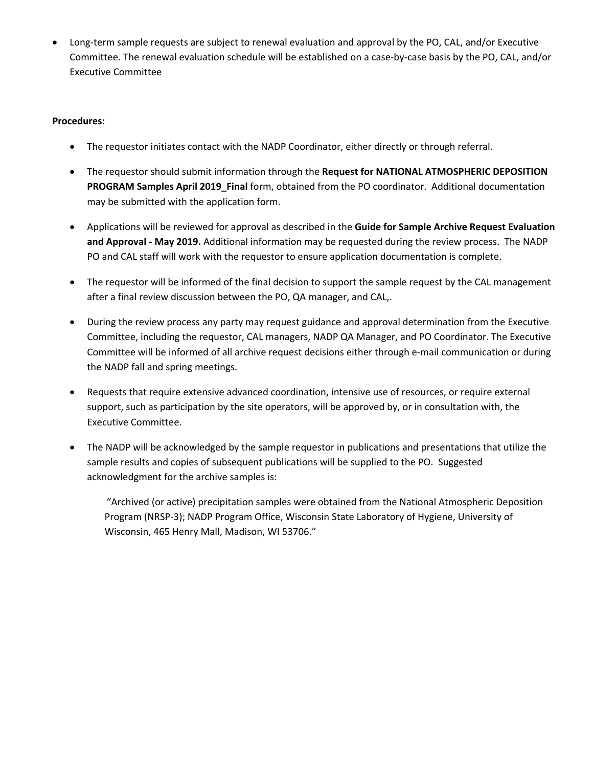- Long-term sample requests are subject to renewal evaluation and approval by the PO, CAL, and/or Executive Committee. The renewal evaluation schedule will be established on a case-by-case basis by the PO, CAL, and/or Executive Committee

**Procedures:**

- The requestor initiates contact with the NADP Coordinator, either directly or through referral.
- The requestor should submit information through the **Request for NATIONAL ATMOSPHERIC DEPOSITION PROGRAM Samples April 2019_Final** form, obtained from the PO coordinator. Additional documentation may be submitted with the application form.
- Applications will be reviewed for approval as described in the **Guide for Sample Archive Request Evaluation and Approval - May 2019.** Additional information may be requested during the review process. The NADP PO and CAL staff will work with the requestor to ensure application documentation is complete.
- The requestor will be informed of the final decision to support the sample request by the CAL management after a final review discussion between the PO, QA manager, and CAL,.
- During the review process any party may request guidance and approval determination from the Executive Committee, including the requestor, CAL managers, NADP QA Manager, and PO Coordinator. The Executive Committee will be informed of all archive request decisions either through e-mail communication or during the NADP fall and spring meetings.
- Requests that require extensive advanced coordination, intensive use of resources, or require external support, such as participation by the site operators, will be approved by, or in consultation with, the Executive Committee.
- The NADP will be acknowledged by the sample requestor in publications and presentations that utilize the sample results and copies of subsequent publications will be supplied to the PO. Suggested acknowledgment for the archive samples is:

  "Archived (or active) precipitation samples were obtained from the National Atmospheric Deposition Program (NRSP-3); NADP Program Office, Wisconsin State Laboratory of Hygiene, University of Wisconsin, 465 Henry Mall, Madison, WI 53706."